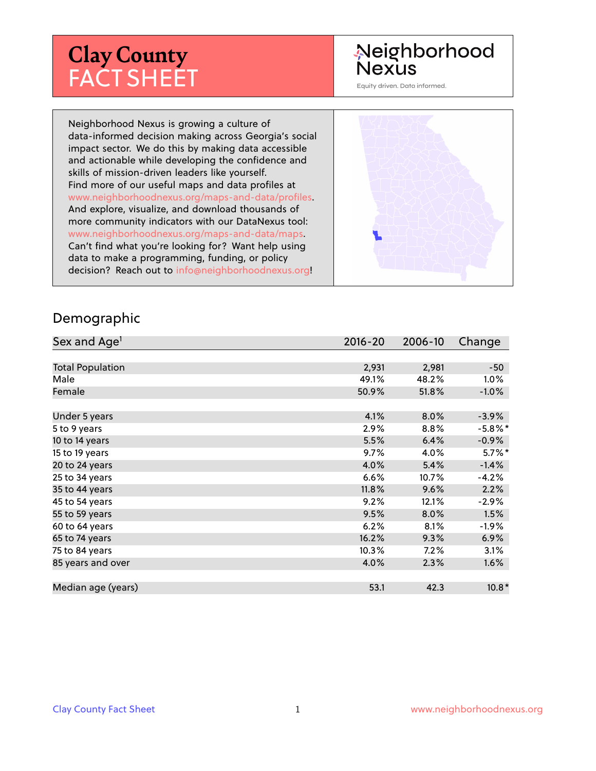# Clay County FACT SHEET

Neighborhood Nexus

Equity driven. Data informed.

Neighborhood Nexus is growing a culture of data-informed decision making across Georgia's social impact sector. We do this by making data accessible and actionable while developing the confidence and skills of mission-driven leaders like yourself. Find more of our useful maps and data profiles at www.neighborhoodnexus.org/maps-and-data/profiles. And explore, visualize, and download thousands of more community indicators with our DataNexus tool: www.neighborhoodnexus.org/maps-and-data/maps. Can't find what you're looking for? Want help using data to make a programming, funding, or policy decision? Reach out to info@neighborhoodnexus.org!

## Demographic

| Sex and Age[1] | 2016-20 | 2006-10 | Change |
|---|---|---|---|
| Total Population | 2,931 | 2,981 | -50 |
| Male | 49.1% | 48.2% | 1.0% |
| Female | 50.9% | 51.8% | -1.0% |
| Under 5 years | 4.1% | 8.0% | -3.9% |
| 5 to 9 years | 2.9% | 8.8% | -5.8%* |
| 10 to 14 years | 5.5% | 6.4% | -0.9% |
| 15 to 19 years | 9.7% | 4.0% | 5.7%* |
| 20 to 24 years | 4.0% | 5.4% | -1.4% |
| 25 to 34 years | 6.6% | 10.7% | -4.2% |
| 35 to 44 years | 11.8% | 9.6% | 2.2% |
| 45 to 54 years | 9.2% | 12.1% | -2.9% |
| 55 to 59 years | 9.5% | 8.0% | 1.5% |
| 60 to 64 years | 6.2% | 8.1% | -1.9% |
| 65 to 74 years | 16.2% | 9.3% | 6.9% |
| 75 to 84 years | 10.3% | 7.2% | 3.1% |
| 85 years and over | 4.0% | 2.3% | 1.6% |
| Median age (years) | 53.1 | 42.3 | 10.8* |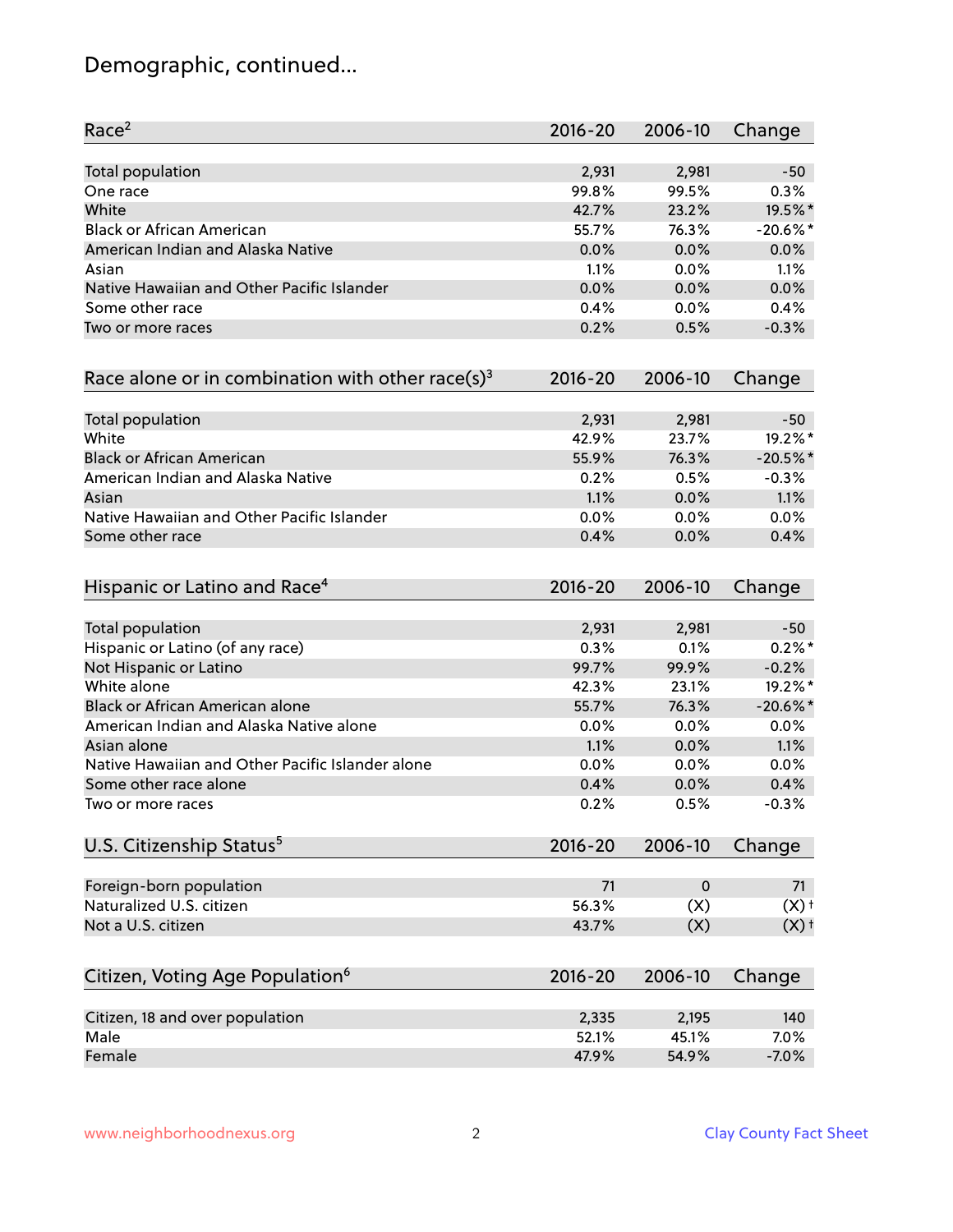# Demographic, continued...

| Race[2] | 2016-20 | 2006-10 | Change |
|---|---|---|---|
| Total population | 2,931 | 2,981 | -50 |
| One race | 99.8% | 99.5% | 0.3% |
| White | 42.7% | 23.2% | 19.5%* |
| Black or African American | 55.7% | 76.3% | -20.6%* |
| American Indian and Alaska Native | 0.0% | 0.0% | 0.0% |
| Asian | 1.1% | 0.0% | 1.1% |
| Native Hawaiian and Other Pacific Islander | 0.0% | 0.0% | 0.0% |
| Some other race | 0.4% | 0.0% | 0.4% |
| Two or more races | 0.2% | 0.5% | -0.3% |

| Race alone or in combination with other race(s)[3] | 2016-20 | 2006-10 | Change |
|---|---|---|---|
| Total population | 2,931 | 2,981 | -50 |
| White | 42.9% | 23.7% | 19.2%* |
| Black or African American | 55.9% | 76.3% | -20.5%* |
| American Indian and Alaska Native | 0.2% | 0.5% | -0.3% |
| Asian | 1.1% | 0.0% | 1.1% |
| Native Hawaiian and Other Pacific Islander | 0.0% | 0.0% | 0.0% |
| Some other race | 0.4% | 0.0% | 0.4% |

| Hispanic or Latino and Race[4] | 2016-20 | 2006-10 | Change |
|---|---|---|---|
| Total population | 2,931 | 2,981 | -50 |
| Hispanic or Latino (of any race) | 0.3% | 0.1% | 0.2%* |
| Not Hispanic or Latino | 99.7% | 99.9% | -0.2% |
| White alone | 42.3% | 23.1% | 19.2%* |
| Black or African American alone | 55.7% | 76.3% | -20.6%* |
| American Indian and Alaska Native alone | 0.0% | 0.0% | 0.0% |
| Asian alone | 1.1% | 0.0% | 1.1% |
| Native Hawaiian and Other Pacific Islander alone | 0.0% | 0.0% | 0.0% |
| Some other race alone | 0.4% | 0.0% | 0.4% |
| Two or more races | 0.2% | 0.5% | -0.3% |

| U.S. Citizenship Status[5] | 2016-20 | 2006-10 | Change |
|---|---|---|---|
| Foreign-born population | 71 | 0 | 71 |
| Naturalized U.S. citizen | 56.3% | (X) | (X)† |
| Not a U.S. citizen | 43.7% | (X) | (X)† |

| Citizen, Voting Age Population[6] | 2016-20 | 2006-10 | Change |
|---|---|---|---|
| Citizen, 18 and over population | 2,335 | 2,195 | 140 |
| Male | 52.1% | 45.1% | 7.0% |
| Female | 47.9% | 54.9% | -7.0% |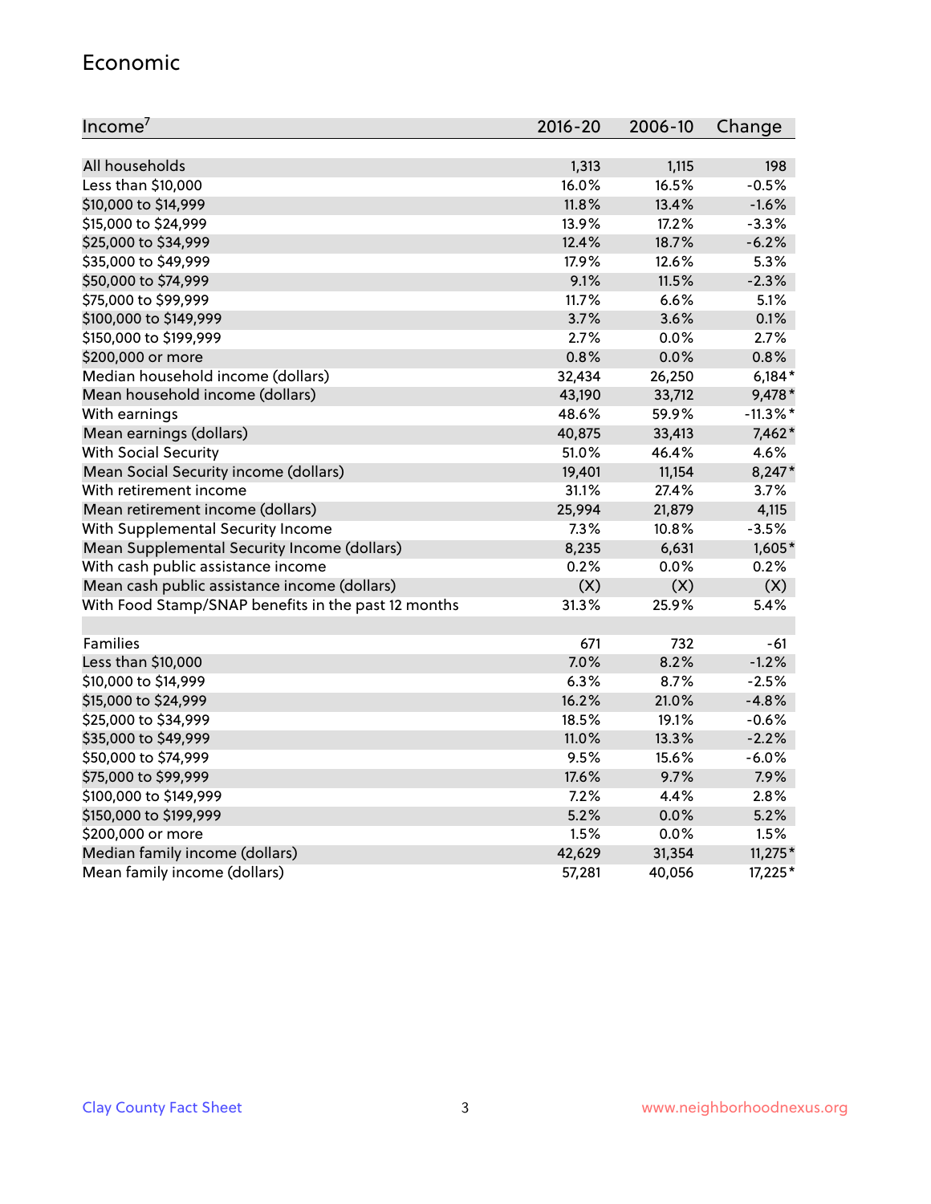## Economic

| Income[7] | 2016-20 | 2006-10 | Change |
|---|---|---|---|
| All households | 1,313 | 1,115 | 198 |
| Less than $10,000 | 16.0% | 16.5% | -0.5% |
| $10,000 to $14,999 | 11.8% | 13.4% | -1.6% |
| $15,000 to $24,999 | 13.9% | 17.2% | -3.3% |
| $25,000 to $34,999 | 12.4% | 18.7% | -6.2% |
| $35,000 to $49,999 | 17.9% | 12.6% | 5.3% |
| $50,000 to $74,999 | 9.1% | 11.5% | -2.3% |
| $75,000 to $99,999 | 11.7% | 6.6% | 5.1% |
| $100,000 to $149,999 | 3.7% | 3.6% | 0.1% |
| $150,000 to $199,999 | 2.7% | 0.0% | 2.7% |
| $200,000 or more | 0.8% | 0.0% | 0.8% |
| Median household income (dollars) | 32,434 | 26,250 | 6,184* |
| Mean household income (dollars) | 43,190 | 33,712 | 9,478* |
| With earnings | 48.6% | 59.9% | -11.3%* |
| Mean earnings (dollars) | 40,875 | 33,413 | 7,462* |
| With Social Security | 51.0% | 46.4% | 4.6% |
| Mean Social Security income (dollars) | 19,401 | 11,154 | 8,247* |
| With retirement income | 31.1% | 27.4% | 3.7% |
| Mean retirement income (dollars) | 25,994 | 21,879 | 4,115 |
| With Supplemental Security Income | 7.3% | 10.8% | -3.5% |
| Mean Supplemental Security Income (dollars) | 8,235 | 6,631 | 1,605* |
| With cash public assistance income | 0.2% | 0.0% | 0.2% |
| Mean cash public assistance income (dollars) | (X) | (X) | (X) |
| With Food Stamp/SNAP benefits in the past 12 months | 31.3% | 25.9% | 5.4% |
| | | | |
| Families | 671 | 732 | -61 |
| Less than $10,000 | 7.0% | 8.2% | -1.2% |
| $10,000 to $14,999 | 6.3% | 8.7% | -2.5% |
| $15,000 to $24,999 | 16.2% | 21.0% | -4.8% |
| $25,000 to $34,999 | 18.5% | 19.1% | -0.6% |
| $35,000 to $49,999 | 11.0% | 13.3% | -2.2% |
| $50,000 to $74,999 | 9.5% | 15.6% | -6.0% |
| $75,000 to $99,999 | 17.6% | 9.7% | 7.9% |
| $100,000 to $149,999 | 7.2% | 4.4% | 2.8% |
| $150,000 to $199,999 | 5.2% | 0.0% | 5.2% |
| $200,000 or more | 1.5% | 0.0% | 1.5% |
| Median family income (dollars) | 42,629 | 31,354 | 11,275* |
| Mean family income (dollars) | 57,281 | 40,056 | 17,225* |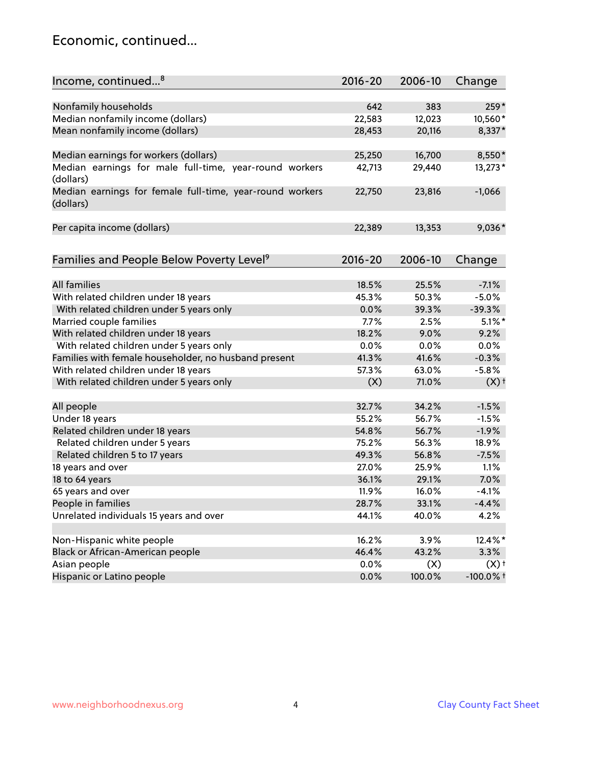# Economic, continued...

| Income, continued...[8] | 2016-20 | 2006-10 | Change |
|---|---|---|---|
| Nonfamily households | 642 | 383 | 259* |
| Median nonfamily income (dollars) | 22,583 | 12,023 | 10,560* |
| Mean nonfamily income (dollars) | 28,453 | 20,116 | 8,337* |
| | | | |
| Median earnings for workers (dollars) | 25,250 | 16,700 | 8,550* |
| Median earnings for male full-time, year-round workers (dollars) | 42,713 | 29,440 | 13,273* |
| Median earnings for female full-time, year-round workers (dollars) | 22,750 | 23,816 | -1,066 |
| | | | |
| Per capita income (dollars) | 22,389 | 13,353 | 9,036* |

| Families and People Below Poverty Level[9] | 2016-20 | 2006-10 | Change |
|---|---|---|---|
| All families | 18.5% | 25.5% | -7.1% |
| With related children under 18 years | 45.3% | 50.3% | -5.0% |
| With related children under 5 years only | 0.0% | 39.3% | -39.3% |
| Married couple families | 7.7% | 2.5% | 5.1%* |
| With related children under 18 years | 18.2% | 9.0% | 9.2% |
| With related children under 5 years only | 0.0% | 0.0% | 0.0% |
| Families with female householder, no husband present | 41.3% | 41.6% | -0.3% |
| With related children under 18 years | 57.3% | 63.0% | -5.8% |
| With related children under 5 years only | (X) | 71.0% | (X)† |
| | | | |
| All people | 32.7% | 34.2% | -1.5% |
| Under 18 years | 55.2% | 56.7% | -1.5% |
| Related children under 18 years | 54.8% | 56.7% | -1.9% |
| Related children under 5 years | 75.2% | 56.3% | 18.9% |
| Related children 5 to 17 years | 49.3% | 56.8% | -7.5% |
| 18 years and over | 27.0% | 25.9% | 1.1% |
| 18 to 64 years | 36.1% | 29.1% | 7.0% |
| 65 years and over | 11.9% | 16.0% | -4.1% |
| People in families | 28.7% | 33.1% | -4.4% |
| Unrelated individuals 15 years and over | 44.1% | 40.0% | 4.2% |
| | | | |
| Non-Hispanic white people | 16.2% | 3.9% | 12.4%* |
| Black or African-American people | 46.4% | 43.2% | 3.3% |
| Asian people | 0.0% | (X) | (X)† |
| Hispanic or Latino people | 0.0% | 100.0% | -100.0%† |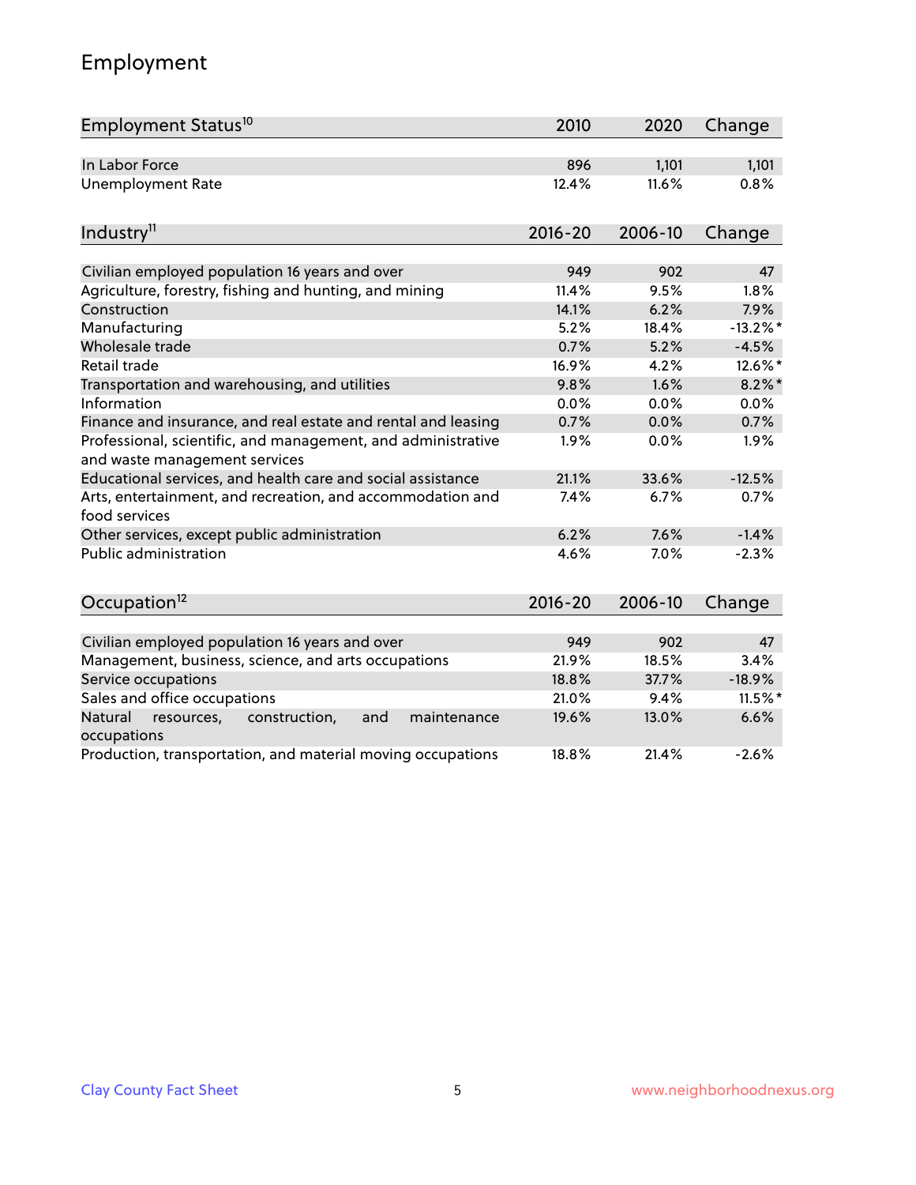## Employment

| Employment Status[10] | 2010 | 2020 | Change |
|---|---|---|---|
| In Labor Force | 896 | 1,101 | 1,101 |
| Unemployment Rate | 12.4% | 11.6% | 0.8% |

| Industry[11] | 2016-20 | 2006-10 | Change |
|---|---|---|---|
| Civilian employed population 16 years and over | 949 | 902 | 47 |
| Agriculture, forestry, fishing and hunting, and mining | 11.4% | 9.5% | 1.8% |
| Construction | 14.1% | 6.2% | 7.9% |
| Manufacturing | 5.2% | 18.4% | -13.2%* |
| Wholesale trade | 0.7% | 5.2% | -4.5% |
| Retail trade | 16.9% | 4.2% | 12.6%* |
| Transportation and warehousing, and utilities | 9.8% | 1.6% | 8.2%* |
| Information | 0.0% | 0.0% | 0.0% |
| Finance and insurance, and real estate and rental and leasing | 0.7% | 0.0% | 0.7% |
| Professional, scientific, and management, and administrative and waste management services | 1.9% | 0.0% | 1.9% |
| Educational services, and health care and social assistance | 21.1% | 33.6% | -12.5% |
| Arts, entertainment, and recreation, and accommodation and food services | 7.4% | 6.7% | 0.7% |
| Other services, except public administration | 6.2% | 7.6% | -1.4% |
| Public administration | 4.6% | 7.0% | -2.3% |

| Occupation[12] | 2016-20 | 2006-10 | Change |
|---|---|---|---|
| Civilian employed population 16 years and over | 949 | 902 | 47 |
| Management, business, science, and arts occupations | 21.9% | 18.5% | 3.4% |
| Service occupations | 18.8% | 37.7% | -18.9% |
| Sales and office occupations | 21.0% | 9.4% | 11.5%* |
| Natural resources, construction, and maintenance occupations | 19.6% | 13.0% | 6.6% |
| Production, transportation, and material moving occupations | 18.8% | 21.4% | -2.6% |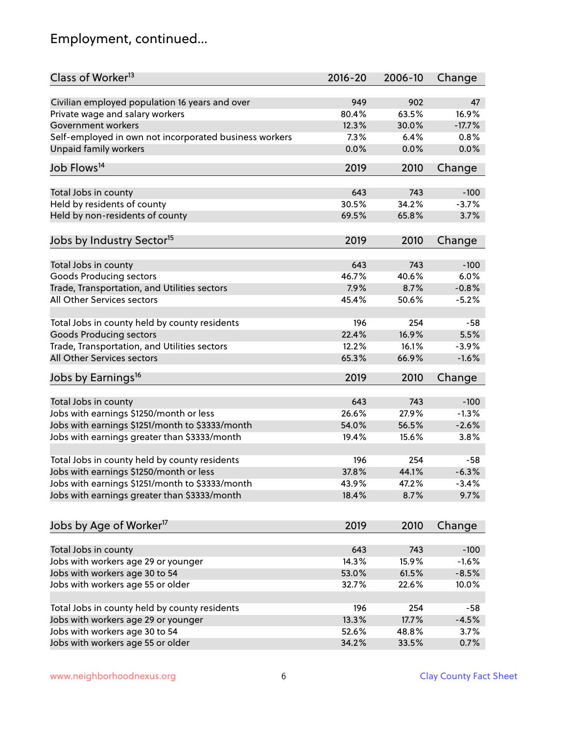# Employment, continued...

| Class of Worker[13] | 2016-20 | 2006-10 | Change |
|---|---|---|---|
| Civilian employed population 16 years and over | 949 | 902 | 47 |
| Private wage and salary workers | 80.4% | 63.5% | 16.9% |
| Government workers | 12.3% | 30.0% | -17.7% |
| Self-employed in own not incorporated business workers | 7.3% | 6.4% | 0.8% |
| Unpaid family workers | 0.0% | 0.0% | 0.0% |

| Job Flows[14] | 2019 | 2010 | Change |
|---|---|---|---|
| Total Jobs in county | 643 | 743 | -100 |
| Held by residents of county | 30.5% | 34.2% | -3.7% |
| Held by non-residents of county | 69.5% | 65.8% | 3.7% |

| Jobs by Industry Sector[15] | 2019 | 2010 | Change |
|---|---|---|---|
| Total Jobs in county | 643 | 743 | -100 |
| Goods Producing sectors | 46.7% | 40.6% | 6.0% |
| Trade, Transportation, and Utilities sectors | 7.9% | 8.7% | -0.8% |
| All Other Services sectors | 45.4% | 50.6% | -5.2% |
| | | | |
| Total Jobs in county held by county residents | 196 | 254 | -58 |
| Goods Producing sectors | 22.4% | 16.9% | 5.5% |
| Trade, Transportation, and Utilities sectors | 12.2% | 16.1% | -3.9% |
| All Other Services sectors | 65.3% | 66.9% | -1.6% |

| Jobs by Earnings[16] | 2019 | 2010 | Change |
|---|---|---|---|
| Total Jobs in county | 643 | 743 | -100 |
| Jobs with earnings $1250/month or less | 26.6% | 27.9% | -1.3% |
| Jobs with earnings $1251/month to $3333/month | 54.0% | 56.5% | -2.6% |
| Jobs with earnings greater than $3333/month | 19.4% | 15.6% | 3.8% |
| | | | |
| Total Jobs in county held by county residents | 196 | 254 | -58 |
| Jobs with earnings $1250/month or less | 37.8% | 44.1% | -6.3% |
| Jobs with earnings $1251/month to $3333/month | 43.9% | 47.2% | -3.4% |
| Jobs with earnings greater than $3333/month | 18.4% | 8.7% | 9.7% |

| Jobs by Age of Worker[17] | 2019 | 2010 | Change |
|---|---|---|---|
| Total Jobs in county | 643 | 743 | -100 |
| Jobs with workers age 29 or younger | 14.3% | 15.9% | -1.6% |
| Jobs with workers age 30 to 54 | 53.0% | 61.5% | -8.5% |
| Jobs with workers age 55 or older | 32.7% | 22.6% | 10.0% |
| | | | |
| Total Jobs in county held by county residents | 196 | 254 | -58 |
| Jobs with workers age 29 or younger | 13.3% | 17.7% | -4.5% |
| Jobs with workers age 30 to 54 | 52.6% | 48.8% | 3.7% |
| Jobs with workers age 55 or older | 34.2% | 33.5% | 0.7% |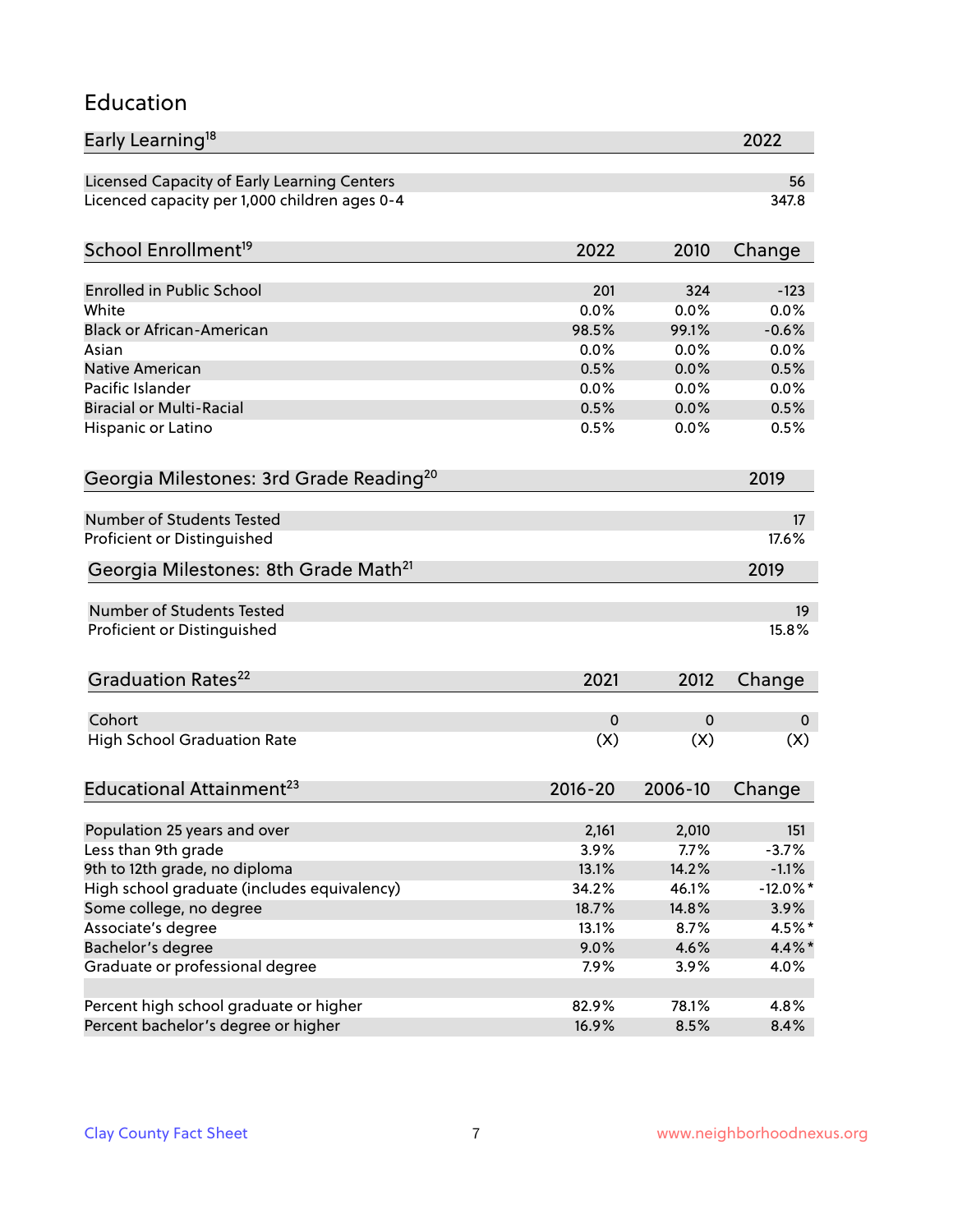## Education

| Early Learning[18] | 2022 |
|---|---|
| Licensed Capacity of Early Learning Centers | 56 |
| Licenced capacity per 1,000 children ages 0-4 | 347.8 |

| School Enrollment[19] | 2022 | 2010 | Change |
|---|---|---|---|
| Enrolled in Public School | 201 | 324 | -123 |
| White | 0.0% | 0.0% | 0.0% |
| Black or African-American | 98.5% | 99.1% | -0.6% |
| Asian | 0.0% | 0.0% | 0.0% |
| Native American | 0.5% | 0.0% | 0.5% |
| Pacific Islander | 0.0% | 0.0% | 0.0% |
| Biracial or Multi-Racial | 0.5% | 0.0% | 0.5% |
| Hispanic or Latino | 0.5% | 0.0% | 0.5% |

| Georgia Milestones: 3rd Grade Reading[20] | 2019 |
|---|---|
| Number of Students Tested | 17 |
| Proficient or Distinguished | 17.6% |

| Georgia Milestones: 8th Grade Math[21] | 2019 |
|---|---|
| Number of Students Tested | 19 |
| Proficient or Distinguished | 15.8% |

| Graduation Rates[22] | 2021 | 2012 | Change |
|---|---|---|---|
| Cohort | 0 | 0 | 0 |
| High School Graduation Rate | (X) | (X) | (X) |

| Educational Attainment[23] | 2016-20 | 2006-10 | Change |
|---|---|---|---|
| Population 25 years and over | 2,161 | 2,010 | 151 |
| Less than 9th grade | 3.9% | 7.7% | -3.7% |
| 9th to 12th grade, no diploma | 13.1% | 14.2% | -1.1% |
| High school graduate (includes equivalency) | 34.2% | 46.1% | -12.0%* |
| Some college, no degree | 18.7% | 14.8% | 3.9% |
| Associate's degree | 13.1% | 8.7% | 4.5%* |
| Bachelor's degree | 9.0% | 4.6% | 4.4%* |
| Graduate or professional degree | 7.9% | 3.9% | 4.0% |
| | | | |
| Percent high school graduate or higher | 82.9% | 78.1% | 4.8% |
| Percent bachelor's degree or higher | 16.9% | 8.5% | 8.4% |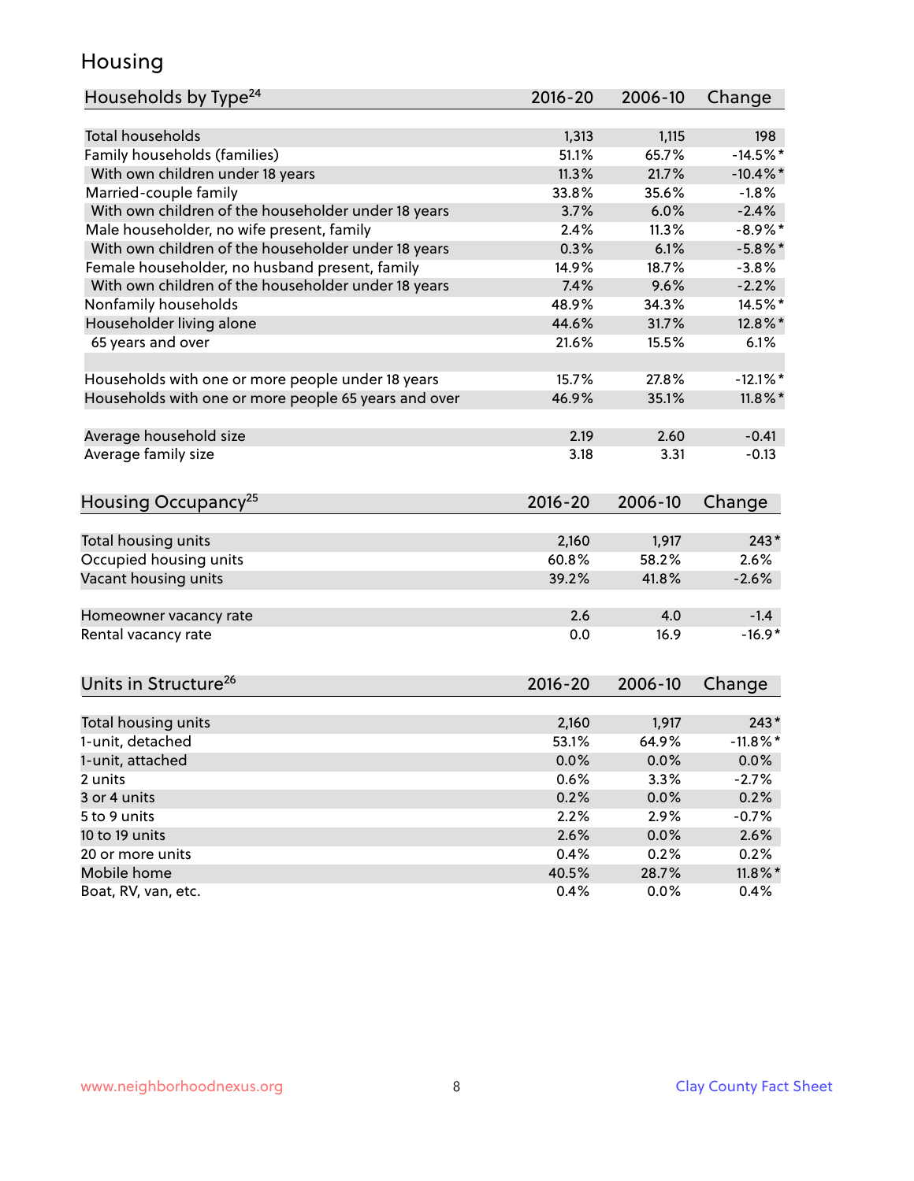# Housing

| Households by Type[24] | 2016-20 | 2006-10 | Change |
|---|---|---|---|
| Total households | 1,313 | 1,115 | 198 |
| Family households (families) | 51.1% | 65.7% | -14.5%* |
| With own children under 18 years | 11.3% | 21.7% | -10.4%* |
| Married-couple family | 33.8% | 35.6% | -1.8% |
| With own children of the householder under 18 years | 3.7% | 6.0% | -2.4% |
| Male householder, no wife present, family | 2.4% | 11.3% | -8.9%* |
| With own children of the householder under 18 years | 0.3% | 6.1% | -5.8%* |
| Female householder, no husband present, family | 14.9% | 18.7% | -3.8% |
| With own children of the householder under 18 years | 7.4% | 9.6% | -2.2% |
| Nonfamily households | 48.9% | 34.3% | 14.5%* |
| Householder living alone | 44.6% | 31.7% | 12.8%* |
| 65 years and over | 21.6% | 15.5% | 6.1% |
| | | | |
| Households with one or more people under 18 years | 15.7% | 27.8% | -12.1%* |
| Households with one or more people 65 years and over | 46.9% | 35.1% | 11.8%* |
| | | | |
| Average household size | 2.19 | 2.60 | -0.41 |
| Average family size | 3.18 | 3.31 | -0.13 |

| Housing Occupancy[25] | 2016-20 | 2006-10 | Change |
|---|---|---|---|
| Total housing units | 2,160 | 1,917 | 243* |
| Occupied housing units | 60.8% | 58.2% | 2.6% |
| Vacant housing units | 39.2% | 41.8% | -2.6% |
| | | | |
| Homeowner vacancy rate | 2.6 | 4.0 | -1.4 |
| Rental vacancy rate | 0.0 | 16.9 | -16.9* |

| Units in Structure[26] | 2016-20 | 2006-10 | Change |
|---|---|---|---|
| Total housing units | 2,160 | 1,917 | 243* |
| 1-unit, detached | 53.1% | 64.9% | -11.8%* |
| 1-unit, attached | 0.0% | 0.0% | 0.0% |
| 2 units | 0.6% | 3.3% | -2.7% |
| 3 or 4 units | 0.2% | 0.0% | 0.2% |
| 5 to 9 units | 2.2% | 2.9% | -0.7% |
| 10 to 19 units | 2.6% | 0.0% | 2.6% |
| 20 or more units | 0.4% | 0.2% | 0.2% |
| Mobile home | 40.5% | 28.7% | 11.8%* |
| Boat, RV, van, etc. | 0.4% | 0.0% | 0.4% |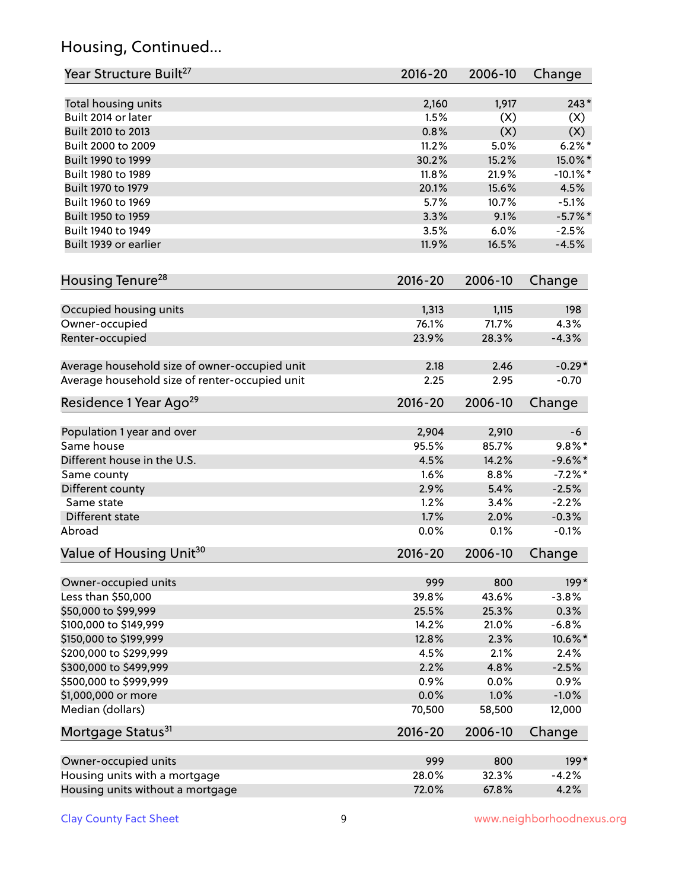## Housing, Continued...

| Year Structure Built[27] | 2016-20 | 2006-10 | Change |
|---|---|---|---|
| Total housing units | 2,160 | 1,917 | 243* |
| Built 2014 or later | 1.5% | (X) | (X) |
| Built 2010 to 2013 | 0.8% | (X) | (X) |
| Built 2000 to 2009 | 11.2% | 5.0% | 6.2%* |
| Built 1990 to 1999 | 30.2% | 15.2% | 15.0%* |
| Built 1980 to 1989 | 11.8% | 21.9% | -10.1%* |
| Built 1970 to 1979 | 20.1% | 15.6% | 4.5% |
| Built 1960 to 1969 | 5.7% | 10.7% | -5.1% |
| Built 1950 to 1959 | 3.3% | 9.1% | -5.7%* |
| Built 1940 to 1949 | 3.5% | 6.0% | -2.5% |
| Built 1939 or earlier | 11.9% | 16.5% | -4.5% |

| Housing Tenure[28] | 2016-20 | 2006-10 | Change |
|---|---|---|---|
| Occupied housing units | 1,313 | 1,115 | 198 |
| Owner-occupied | 76.1% | 71.7% | 4.3% |
| Renter-occupied | 23.9% | 28.3% | -4.3% |
| Average household size of owner-occupied unit | 2.18 | 2.46 | -0.29* |
| Average household size of renter-occupied unit | 2.25 | 2.95 | -0.70 |

| Residence 1 Year Ago[29] | 2016-20 | 2006-10 | Change |
|---|---|---|---|
| Population 1 year and over | 2,904 | 2,910 | -6 |
| Same house | 95.5% | 85.7% | 9.8%* |
| Different house in the U.S. | 4.5% | 14.2% | -9.6%* |
| Same county | 1.6% | 8.8% | -7.2%* |
| Different county | 2.9% | 5.4% | -2.5% |
| Same state | 1.2% | 3.4% | -2.2% |
| Different state | 1.7% | 2.0% | -0.3% |
| Abroad | 0.0% | 0.1% | -0.1% |

| Value of Housing Unit[30] | 2016-20 | 2006-10 | Change |
|---|---|---|---|
| Owner-occupied units | 999 | 800 | 199* |
| Less than $50,000 | 39.8% | 43.6% | -3.8% |
| $50,000 to $99,999 | 25.5% | 25.3% | 0.3% |
| $100,000 to $149,999 | 14.2% | 21.0% | -6.8% |
| $150,000 to $199,999 | 12.8% | 2.3% | 10.6%* |
| $200,000 to $299,999 | 4.5% | 2.1% | 2.4% |
| $300,000 to $499,999 | 2.2% | 4.8% | -2.5% |
| $500,000 to $999,999 | 0.9% | 0.0% | 0.9% |
| $1,000,000 or more | 0.0% | 1.0% | -1.0% |
| Median (dollars) | 70,500 | 58,500 | 12,000 |

| Mortgage Status[31] | 2016-20 | 2006-10 | Change |
|---|---|---|---|
| Owner-occupied units | 999 | 800 | 199* |
| Housing units with a mortgage | 28.0% | 32.3% | -4.2% |
| Housing units without a mortgage | 72.0% | 67.8% | 4.2% |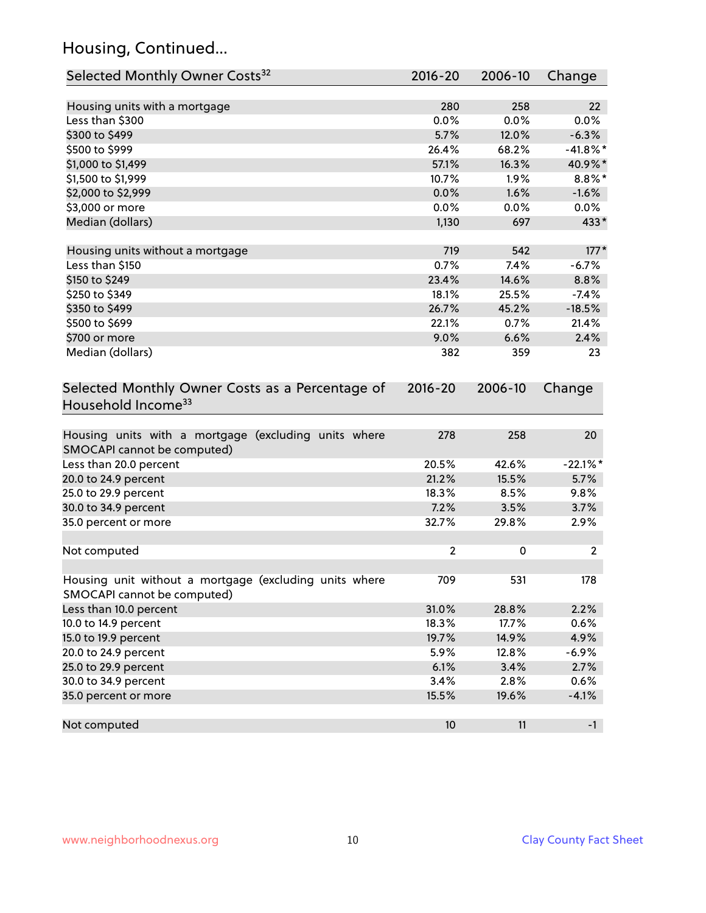## Housing, Continued...

| Selected Monthly Owner Costs[32] | 2016-20 | 2006-10 | Change |
|---|---|---|---|
| Housing units with a mortgage | 280 | 258 | 22 |
| Less than $300 | 0.0% | 0.0% | 0.0% |
| $300 to $499 | 5.7% | 12.0% | -6.3% |
| $500 to $999 | 26.4% | 68.2% | -41.8%* |
| $1,000 to $1,499 | 57.1% | 16.3% | 40.9%* |
| $1,500 to $1,999 | 10.7% | 1.9% | 8.8%* |
| $2,000 to $2,999 | 0.0% | 1.6% | -1.6% |
| $3,000 or more | 0.0% | 0.0% | 0.0% |
| Median (dollars) | 1,130 | 697 | 433* |
| | | | |
| Housing units without a mortgage | 719 | 542 | 177* |
| Less than $150 | 0.7% | 7.4% | -6.7% |
| $150 to $249 | 23.4% | 14.6% | 8.8% |
| $250 to $349 | 18.1% | 25.5% | -7.4% |
| $350 to $499 | 26.7% | 45.2% | -18.5% |
| $500 to $699 | 22.1% | 0.7% | 21.4% |
| $700 or more | 9.0% | 6.6% | 2.4% |
| Median (dollars) | 382 | 359 | 23 |

| Selected Monthly Owner Costs as a Percentage of Household Income[33] | 2016-20 | 2006-10 | Change |
|---|---|---|---|
| Housing units with a mortgage (excluding units where SMOCAPI cannot be computed) | 278 | 258 | 20 |
| Less than 20.0 percent | 20.5% | 42.6% | -22.1%* |
| 20.0 to 24.9 percent | 21.2% | 15.5% | 5.7% |
| 25.0 to 29.9 percent | 18.3% | 8.5% | 9.8% |
| 30.0 to 34.9 percent | 7.2% | 3.5% | 3.7% |
| 35.0 percent or more | 32.7% | 29.8% | 2.9% |
| | | | |
| Not computed | 2 | 0 | 2 |
| | | | |
| Housing unit without a mortgage (excluding units where SMOCAPI cannot be computed) | 709 | 531 | 178 |
| Less than 10.0 percent | 31.0% | 28.8% | 2.2% |
| 10.0 to 14.9 percent | 18.3% | 17.7% | 0.6% |
| 15.0 to 19.9 percent | 19.7% | 14.9% | 4.9% |
| 20.0 to 24.9 percent | 5.9% | 12.8% | -6.9% |
| 25.0 to 29.9 percent | 6.1% | 3.4% | 2.7% |
| 30.0 to 34.9 percent | 3.4% | 2.8% | 0.6% |
| 35.0 percent or more | 15.5% | 19.6% | -4.1% |
| | | | |
| Not computed | 10 | 11 | -1 |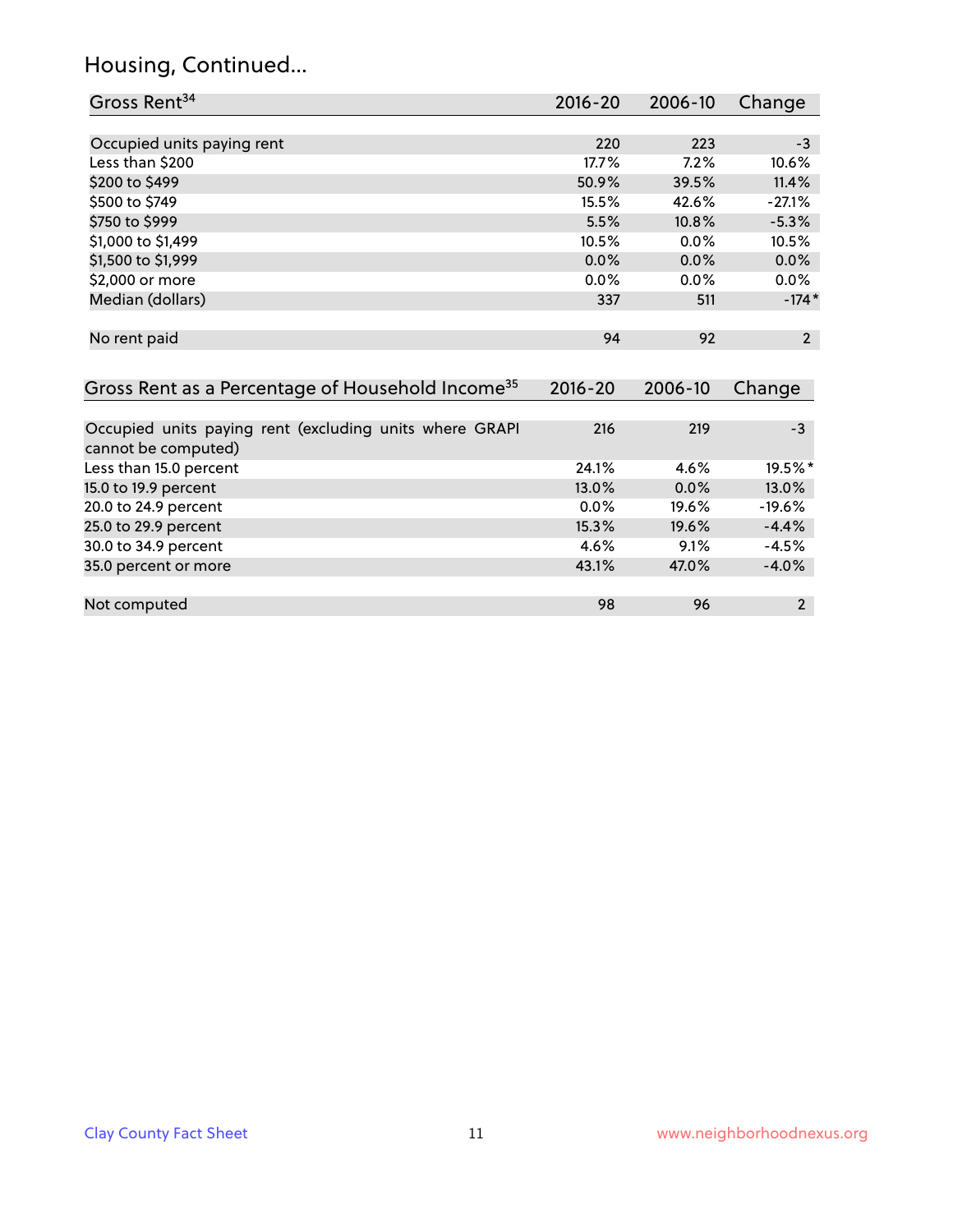## Housing, Continued...

| Gross Rent[34] | 2016-20 | 2006-10 | Change |
|---|---|---|---|
| Occupied units paying rent | 220 | 223 | -3 |
| Less than $200 | 17.7% | 7.2% | 10.6% |
| $200 to $499 | 50.9% | 39.5% | 11.4% |
| $500 to $749 | 15.5% | 42.6% | -27.1% |
| $750 to $999 | 5.5% | 10.8% | -5.3% |
| $1,000 to $1,499 | 10.5% | 0.0% | 10.5% |
| $1,500 to $1,999 | 0.0% | 0.0% | 0.0% |
| $2,000 or more | 0.0% | 0.0% | 0.0% |
| Median (dollars) | 337 | 511 | -174* |
| No rent paid | 94 | 92 | 2 |

| Gross Rent as a Percentage of Household Income[35] | 2016-20 | 2006-10 | Change |
|---|---|---|---|
| Occupied units paying rent (excluding units where GRAPI cannot be computed) | 216 | 219 | -3 |
| Less than 15.0 percent | 24.1% | 4.6% | 19.5%* |
| 15.0 to 19.9 percent | 13.0% | 0.0% | 13.0% |
| 20.0 to 24.9 percent | 0.0% | 19.6% | -19.6% |
| 25.0 to 29.9 percent | 15.3% | 19.6% | -4.4% |
| 30.0 to 34.9 percent | 4.6% | 9.1% | -4.5% |
| 35.0 percent or more | 43.1% | 47.0% | -4.0% |
| Not computed | 98 | 96 | 2 |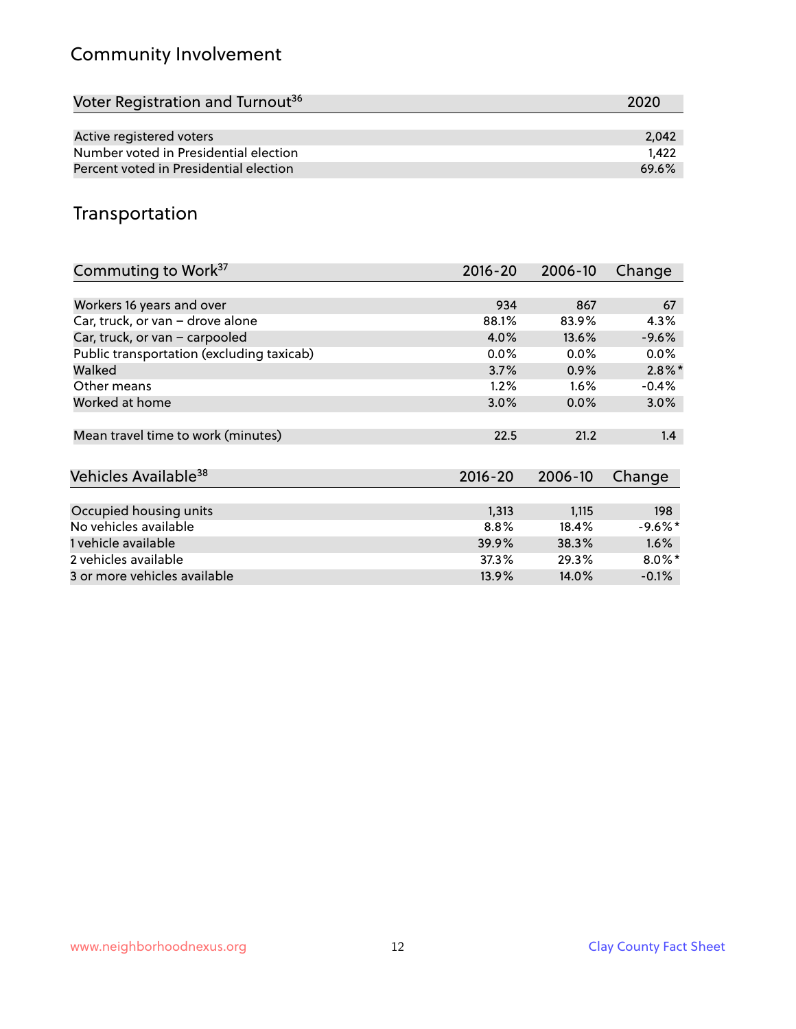## Community Involvement

| Voter Registration and Turnout[36] | 2020 |
|---|---|
| Active registered voters | 2,042 |
| Number voted in Presidential election | 1,422 |
| Percent voted in Presidential election | 69.6% |

## Transportation

| Commuting to Work[37] | 2016-20 | 2006-10 | Change |
|---|---|---|---|
| Workers 16 years and over | 934 | 867 | 67 |
| Car, truck, or van – drove alone | 88.1% | 83.9% | 4.3% |
| Car, truck, or van – carpooled | 4.0% | 13.6% | -9.6% |
| Public transportation (excluding taxicab) | 0.0% | 0.0% | 0.0% |
| Walked | 3.7% | 0.9% | 2.8%* |
| Other means | 1.2% | 1.6% | -0.4% |
| Worked at home | 3.0% | 0.0% | 3.0% |
| Mean travel time to work (minutes) | 22.5 | 21.2 | 1.4 |

| Vehicles Available[38] | 2016-20 | 2006-10 | Change |
|---|---|---|---|
| Occupied housing units | 1,313 | 1,115 | 198 |
| No vehicles available | 8.8% | 18.4% | -9.6%* |
| 1 vehicle available | 39.9% | 38.3% | 1.6% |
| 2 vehicles available | 37.3% | 29.3% | 8.0%* |
| 3 or more vehicles available | 13.9% | 14.0% | -0.1% |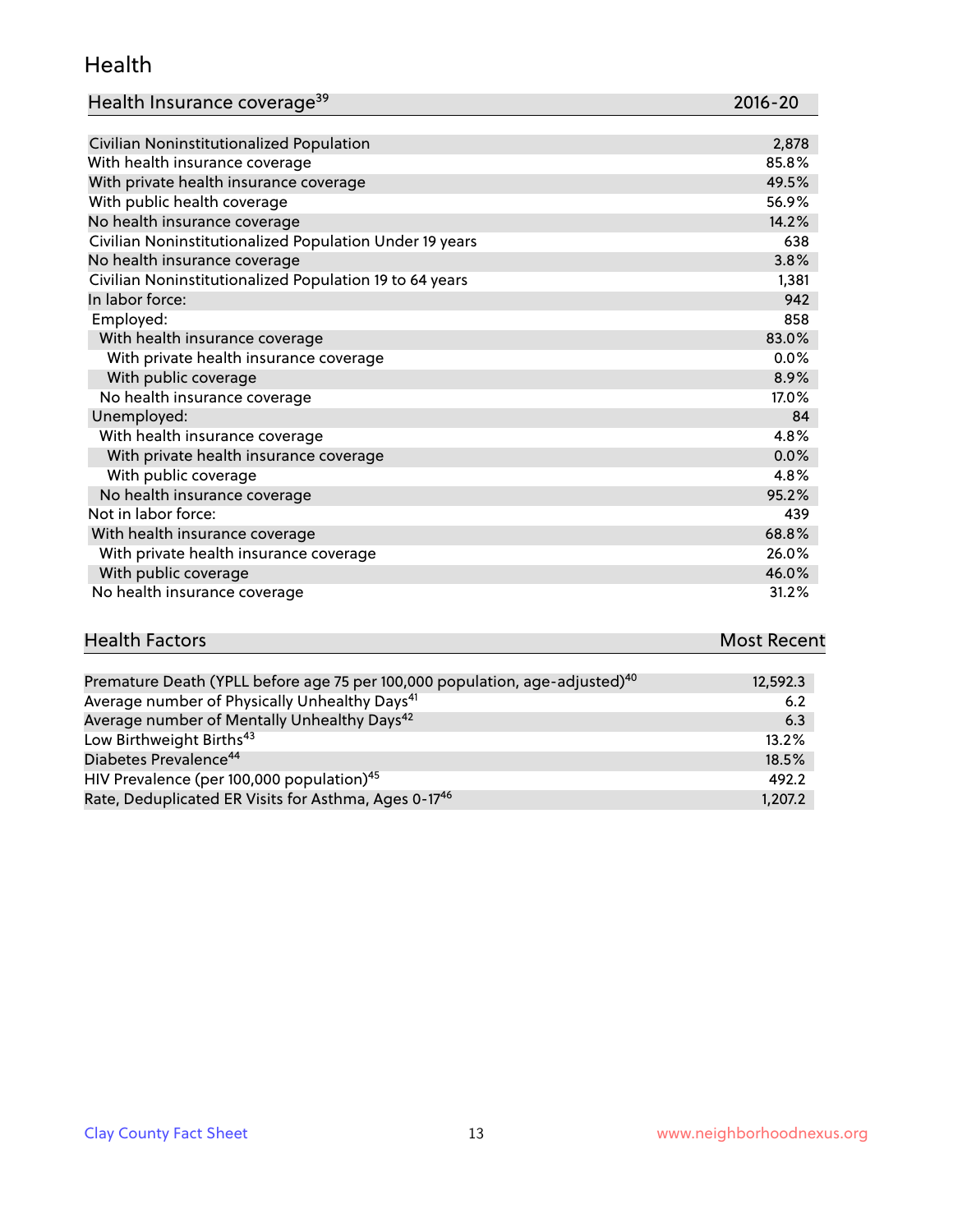# Health

| Health Insurance coverage[39] | 2016-20 |
|---|---|
| Civilian Noninstitutionalized Population | 2,878 |
| With health insurance coverage | 85.8% |
| With private health insurance coverage | 49.5% |
| With public health coverage | 56.9% |
| No health insurance coverage | 14.2% |
| Civilian Noninstitutionalized Population Under 19 years | 638 |
| No health insurance coverage | 3.8% |
| Civilian Noninstitutionalized Population 19 to 64 years | 1,381 |
| In labor force: | 942 |
| Employed: | 858 |
| With health insurance coverage | 83.0% |
| With private health insurance coverage | 0.0% |
| With public coverage | 8.9% |
| No health insurance coverage | 17.0% |
| Unemployed: | 84 |
| With health insurance coverage | 4.8% |
| With private health insurance coverage | 0.0% |
| With public coverage | 4.8% |
| No health insurance coverage | 95.2% |
| Not in labor force: | 439 |
| With health insurance coverage | 68.8% |
| With private health insurance coverage | 26.0% |
| With public coverage | 46.0% |
| No health insurance coverage | 31.2% |

| Health Factors | Most Recent |
|---|---|
| Premature Death (YPLL before age 75 per 100,000 population, age-adjusted)[40] | 12,592.3 |
| Average number of Physically Unhealthy Days[41] | 6.2 |
| Average number of Mentally Unhealthy Days[42] | 6.3 |
| Low Birthweight Births[43] | 13.2% |
| Diabetes Prevalence[44] | 18.5% |
| HIV Prevalence (per 100,000 population)[45] | 492.2 |
| Rate, Deduplicated ER Visits for Asthma, Ages 0-17[46] | 1,207.2 |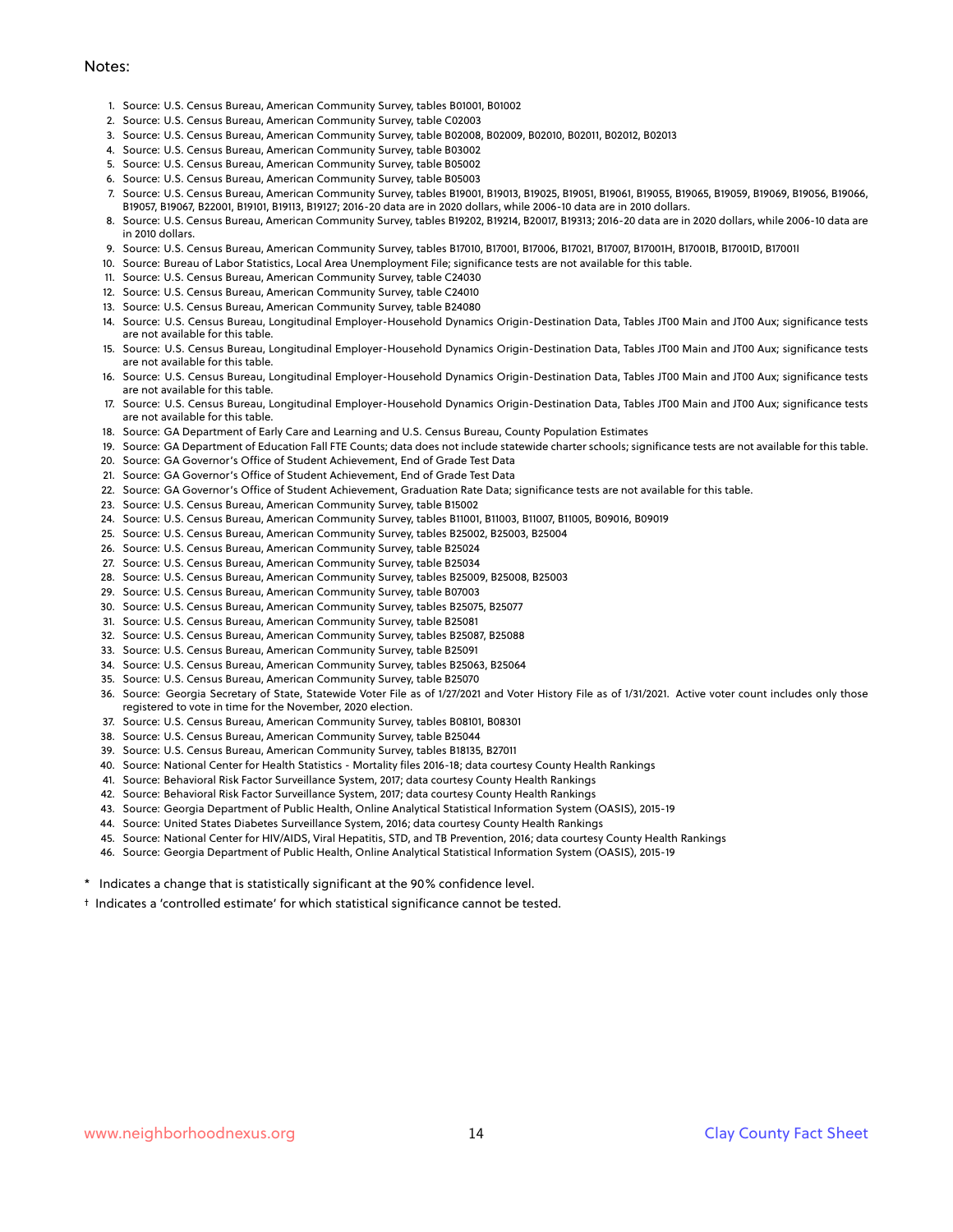Notes:

1. Source: U.S. Census Bureau, American Community Survey, tables B01001, B01002
2. Source: U.S. Census Bureau, American Community Survey, table C02003
3. Source: U.S. Census Bureau, American Community Survey, table B02008, B02009, B02010, B02011, B02012, B02013
4. Source: U.S. Census Bureau, American Community Survey, table B03002
5. Source: U.S. Census Bureau, American Community Survey, table B05002
6. Source: U.S. Census Bureau, American Community Survey, table B05003
7. Source: U.S. Census Bureau, American Community Survey, tables B19001, B19013, B19025, B19051, B19061, B19055, B19065, B19059, B19069, B19056, B19066, B19057, B19067, B22001, B19101, B19113, B19127; 2016-20 data are in 2020 dollars, while 2006-10 data are in 2010 dollars.
8. Source: U.S. Census Bureau, American Community Survey, tables B19202, B19214, B20017, B19313; 2016-20 data are in 2020 dollars, while 2006-10 data are in 2010 dollars.
9. Source: U.S. Census Bureau, American Community Survey, tables B17010, B17001, B17006, B17021, B17007, B17001H, B17001B, B17001D, B17001I
10. Source: Bureau of Labor Statistics, Local Area Unemployment File; significance tests are not available for this table.
11. Source: U.S. Census Bureau, American Community Survey, table C24030
12. Source: U.S. Census Bureau, American Community Survey, table C24010
13. Source: U.S. Census Bureau, American Community Survey, table B24080
14. Source: U.S. Census Bureau, Longitudinal Employer-Household Dynamics Origin-Destination Data, Tables JT00 Main and JT00 Aux; significance tests are not available for this table.
15. Source: U.S. Census Bureau, Longitudinal Employer-Household Dynamics Origin-Destination Data, Tables JT00 Main and JT00 Aux; significance tests are not available for this table.
16. Source: U.S. Census Bureau, Longitudinal Employer-Household Dynamics Origin-Destination Data, Tables JT00 Main and JT00 Aux; significance tests are not available for this table.
17. Source: U.S. Census Bureau, Longitudinal Employer-Household Dynamics Origin-Destination Data, Tables JT00 Main and JT00 Aux; significance tests are not available for this table.
18. Source: GA Department of Early Care and Learning and U.S. Census Bureau, County Population Estimates
19. Source: GA Department of Education Fall FTE Counts; data does not include statewide charter schools; significance tests are not available for this table.
20. Source: GA Governor's Office of Student Achievement, End of Grade Test Data
21. Source: GA Governor's Office of Student Achievement, End of Grade Test Data
22. Source: GA Governor's Office of Student Achievement, Graduation Rate Data; significance tests are not available for this table.
23. Source: U.S. Census Bureau, American Community Survey, table B15002
24. Source: U.S. Census Bureau, American Community Survey, tables B11001, B11003, B11007, B11005, B09016, B09019
25. Source: U.S. Census Bureau, American Community Survey, tables B25002, B25003, B25004
26. Source: U.S. Census Bureau, American Community Survey, table B25024
27. Source: U.S. Census Bureau, American Community Survey, table B25034
28. Source: U.S. Census Bureau, American Community Survey, tables B25009, B25008, B25003
29. Source: U.S. Census Bureau, American Community Survey, table B07003
30. Source: U.S. Census Bureau, American Community Survey, tables B25075, B25077
31. Source: U.S. Census Bureau, American Community Survey, table B25081
32. Source: U.S. Census Bureau, American Community Survey, tables B25087, B25088
33. Source: U.S. Census Bureau, American Community Survey, table B25091
34. Source: U.S. Census Bureau, American Community Survey, tables B25063, B25064
35. Source: U.S. Census Bureau, American Community Survey, table B25070
36. Source: Georgia Secretary of State, Statewide Voter File as of 1/27/2021 and Voter History File as of 1/31/2021. Active voter count includes only those registered to vote in time for the November, 2020 election.
37. Source: U.S. Census Bureau, American Community Survey, tables B08101, B08301
38. Source: U.S. Census Bureau, American Community Survey, table B25044
39. Source: U.S. Census Bureau, American Community Survey, tables B18135, B27011
40. Source: National Center for Health Statistics - Mortality files 2016-18; data courtesy County Health Rankings
41. Source: Behavioral Risk Factor Surveillance System, 2017; data courtesy County Health Rankings
42. Source: Behavioral Risk Factor Surveillance System, 2017; data courtesy County Health Rankings
43. Source: Georgia Department of Public Health, Online Analytical Statistical Information System (OASIS), 2015-19
44. Source: United States Diabetes Surveillance System, 2016; data courtesy County Health Rankings
45. Source: National Center for HIV/AIDS, Viral Hepatitis, STD, and TB Prevention, 2016; data courtesy County Health Rankings
46. Source: Georgia Department of Public Health, Online Analytical Statistical Information System (OASIS), 2015-19

\* Indicates a change that is statistically significant at the 90% confidence level.

† Indicates a 'controlled estimate' for which statistical significance cannot be tested.